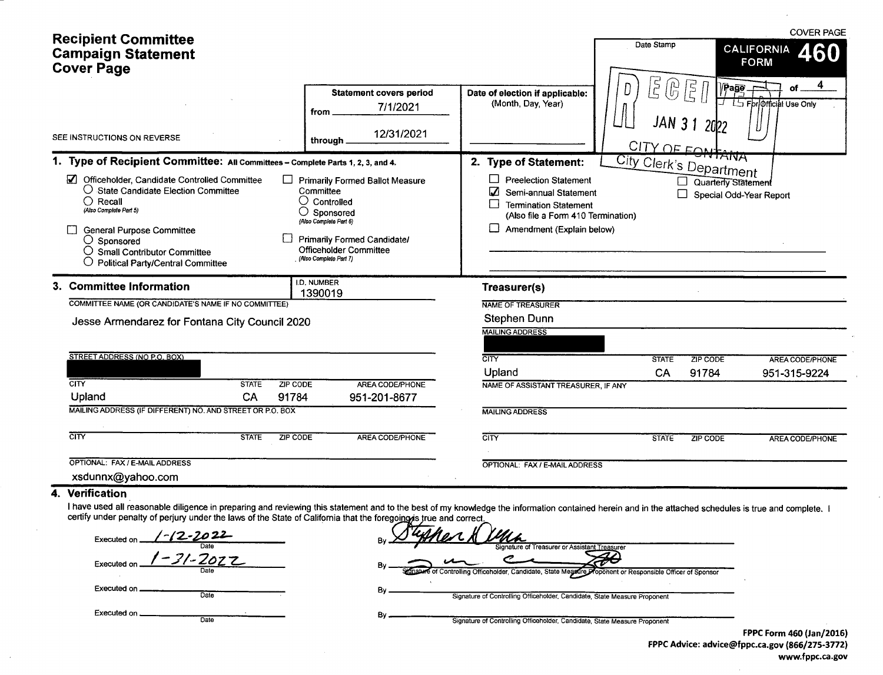# Recipient Committee Campaign Statement Cover Page

**COVER PAGE**

**CALIFORNIA FORM 460**

Page 1 of 4

For Official Use Only

Date Stamp: RECEIVED JAN 31 2022 CITY OF FONTANA City Clerk's Department

SEE INSTRUCTIONS ON REVERSE

**Statement covers period**
from 7/1/2021
through 12/31/2021

**Date of election if applicable:** (Month, Day, Year)

## 1. Type of Recipient Committee: All Committees – Complete Parts 1, 2, 3, and 4.

- ☑ Officeholder, Candidate Controlled Committee
  - ○ State Candidate Election Committee
  - ○ Recall (Also Complete Part 5)
- ☐ General Purpose Committee
  - ○ Sponsored
  - ○ Small Contributor Committee
  - ○ Political Party/Central Committee
- ☐ Primarily Formed Ballot Measure Committee
  - ○ Controlled
  - ○ Sponsored (Also Complete Part 6)
- ☐ Primarily Formed Candidate/Officeholder Committee (Also Complete Part 7)

## 2. Type of Statement:

- ☐ Preelection Statement
- ☑ Semi-annual Statement
- ☐ Termination Statement (Also file a Form 410 Termination)
- ☐ Amendment (Explain below)
- ☐ Quarterly Statement
- ☐ Special Odd-Year Report

## 3. Committee Information

I.D. NUMBER: 1390019

COMMITTEE NAME (OR CANDIDATE'S NAME IF NO COMMITTEE): Jesse Armendarez for Fontana City Council 2020

STREET ADDRESS (NO P.O. BOX): [redacted]

| CITY | STATE | ZIP CODE | AREA CODE/PHONE |
|---|---|---|---|
| Upland | CA | 91784 | 951-201-8677 |

MAILING ADDRESS (IF DIFFERENT) NO. AND STREET OR P.O. BOX:

| CITY | STATE | ZIP CODE | AREA CODE/PHONE |
|---|---|---|---|
| | | | |

OPTIONAL: FAX / E-MAIL ADDRESS: xsdunnx@yahoo.com

### Treasurer(s)

NAME OF TREASURER: Stephen Dunn

MAILING ADDRESS: [redacted]

| CITY | STATE | ZIP CODE | AREA CODE/PHONE |
|---|---|---|---|
| Upland | CA | 91784 | 951-315-9224 |

NAME OF ASSISTANT TREASURER, IF ANY:

MAILING ADDRESS:

| CITY | STATE | ZIP CODE | AREA CODE/PHONE |
|---|---|---|---|
| | | | |

OPTIONAL: FAX / E-MAIL ADDRESS:

## 4. Verification

I have used all reasonable diligence in preparing and reviewing this statement and to the best of my knowledge the information contained herein and in the attached schedules is true and complete. I certify under penalty of perjury under the laws of the State of California that the foregoing is true and correct.

Executed on 1-12-2022 (Date) By [signature] (Signature of Treasurer or Assistant Treasurer)

Executed on 1-31-2022 (Date) By [signature] (Signature of Controlling Officeholder, Candidate, State Measure Proponent or Responsible Officer of Sponsor)

Executed on ______ (Date) By ______ (Signature of Controlling Officeholder, Candidate, State Measure Proponent)

Executed on ______ (Date) By ______ (Signature of Controlling Officeholder, Candidate, State Measure Proponent)

FPPC Form 460 (Jan/2016)
FPPC Advice: advice@fppc.ca.gov (866/275-3772)
www.fppc.ca.gov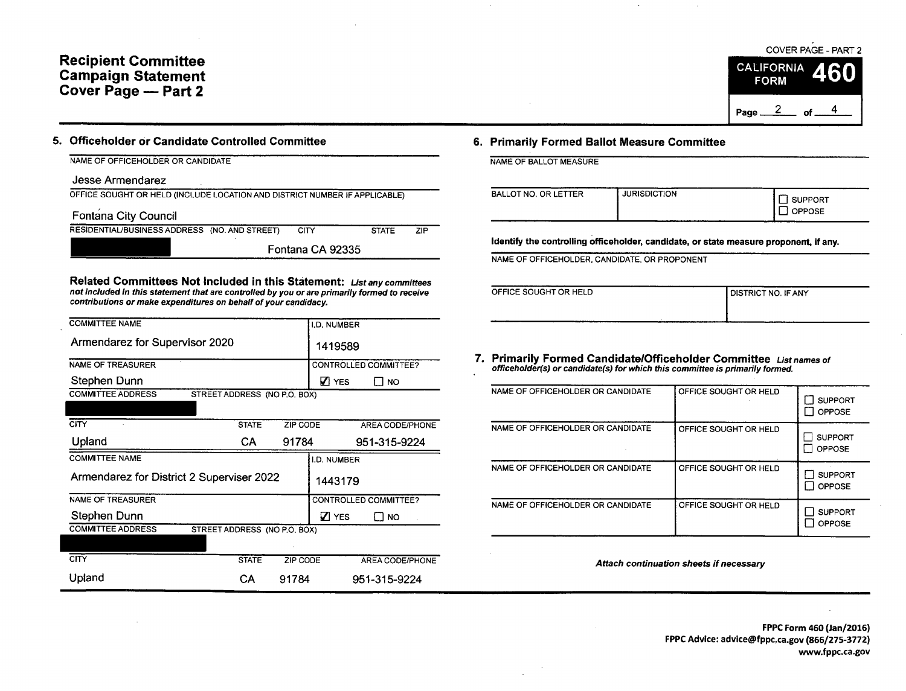# Recipient Committee Campaign Statement Cover Page — Part 2

COVER PAGE - PART 2

**CALIFORNIA FORM 460**

Page 2 of 4

## 5. Officeholder or Candidate Controlled Committee

NAME OF OFFICEHOLDER OR CANDIDATE

Jesse Armendarez

OFFICE SOUGHT OR HELD (INCLUDE LOCATION AND DISTRICT NUMBER IF APPLICABLE)

Fontana City Council

| RESIDENTIAL/BUSINESS ADDRESS (NO. AND STREET) | CITY | STATE | ZIP |
|---|---|---|---|
| [REDACTED] | Fontana | CA | 92335 |

**Related Committees Not Included in this Statement:** *List any committees not included in this statement that are controlled by you or are primarily formed to receive contributions or make expenditures on behalf of your candidacy.*

| COMMITTEE NAME | | | I.D. NUMBER |
|---|---|---|---|
| Armendarez for Supervisor 2020 | | | 1419589 |
| **NAME OF TREASURER** | | | **CONTROLLED COMMITTEE?** |
| Stephen Dunn | | | ☑ YES ☐ NO |
| **COMMITTEE ADDRESS** STREET ADDRESS (NO P.O. BOX) | | | |
| [REDACTED] | | | |
| **CITY** | **STATE** | **ZIP CODE** | **AREA CODE/PHONE** |
| Upland | CA | 91784 | 951-315-9224 |

| COMMITTEE NAME | | | I.D. NUMBER |
|---|---|---|---|
| Armendarez for District 2 Superviser 2022 | | | 1443179 |
| **NAME OF TREASURER** | | | **CONTROLLED COMMITTEE?** |
| Stephen Dunn | | | ☑ YES ☐ NO |
| **COMMITTEE ADDRESS** STREET ADDRESS (NO P.O. BOX) | | | |
| [REDACTED] | | | |
| **CITY** | **STATE** | **ZIP CODE** | **AREA CODE/PHONE** |
| Upland | CA | 91784 | 951-315-9224 |

## 6. Primarily Formed Ballot Measure Committee

NAME OF BALLOT MEASURE

| BALLOT NO. OR LETTER | JURISDICTION | |
|---|---|---|
| | | ☐ SUPPORT ☐ OPPOSE |

**Identify the controlling officeholder, candidate, or state measure proponent, if any.**

NAME OF OFFICEHOLDER, CANDIDATE, OR PROPONENT

| OFFICE SOUGHT OR HELD | DISTRICT NO. IF ANY |
|---|---|
| | |

## 7. Primarily Formed Candidate/Officeholder Committee

*List names of officeholder(s) or candidate(s) for which this committee is primarily formed.*

| NAME OF OFFICEHOLDER OR CANDIDATE | OFFICE SOUGHT OR HELD | |
|---|---|---|
| | | ☐ SUPPORT ☐ OPPOSE |
| | | ☐ SUPPORT ☐ OPPOSE |
| | | ☐ SUPPORT ☐ OPPOSE |
| | | ☐ SUPPORT ☐ OPPOSE |

*Attach continuation sheets if necessary*

**FPPC Form 460 (Jan/2016)**
**FPPC Advice: advice@fppc.ca.gov (866/275-3772)**
**www.fppc.ca.gov**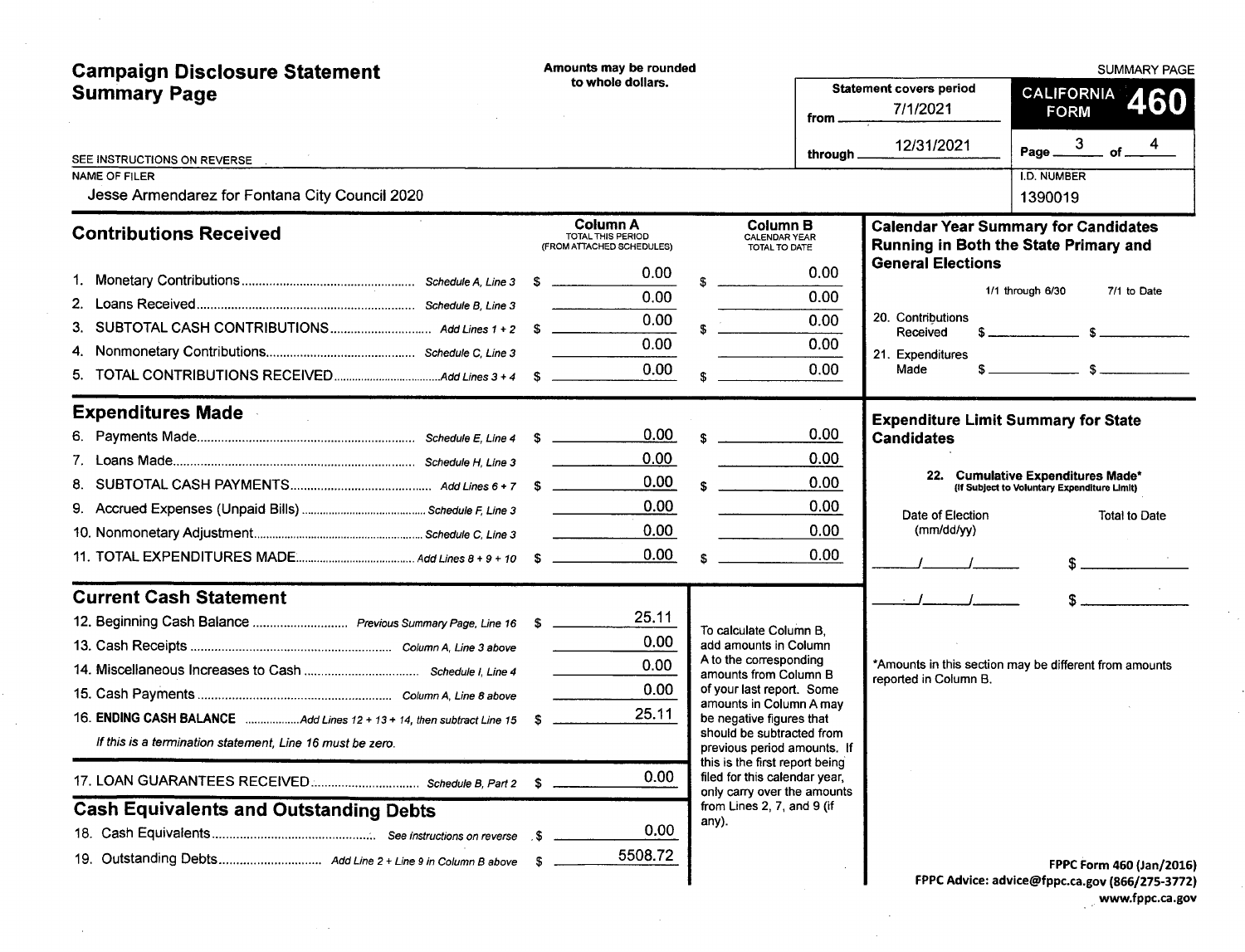# Campaign Disclosure Statement Summary Page

**Amounts may be rounded to whole dollars.**

SUMMARY PAGE

**CALIFORNIA FORM 460**

Statement covers period from 7/1/2021 through 12/31/2021

SEE INSTRUCTIONS ON REVERSE

NAME OF FILER: Jesse Armendarez for Fontana City Council 2020

I.D. NUMBER: 1390019

## Contributions Received

| | | Column A TOTAL THIS PERIOD (FROM ATTACHED SCHEDULES) | Column B CALENDAR YEAR TOTAL TO DATE |
|---|---|---|---|
| 1. Monetary Contributions | Schedule A, Line 3 | $ 0.00 | $ 0.00 |
| 2. Loans Received | Schedule B, Line 3 | 0.00 | 0.00 |
| 3. SUBTOTAL CASH CONTRIBUTIONS | Add Lines 1 + 2 | $ 0.00 | $ 0.00 |
| 4. Nonmonetary Contributions | Schedule C, Line 3 | 0.00 | 0.00 |
| 5. TOTAL CONTRIBUTIONS RECEIVED | Add Lines 3 + 4 | $ 0.00 | $ 0.00 |

## Expenditures Made

| | | Column A | Column B |
|---|---|---|---|
| 6. Payments Made | Schedule E, Line 4 | $ 0.00 | $ 0.00 |
| 7. Loans Made | Schedule H, Line 3 | 0.00 | 0.00 |
| 8. SUBTOTAL CASH PAYMENTS | Add Lines 6 + 7 | $ 0.00 | $ 0.00 |
| 9. Accrued Expenses (Unpaid Bills) | Schedule F, Line 3 | 0.00 | 0.00 |
| 10. Nonmonetary Adjustment | Schedule C, Line 3 | 0.00 | 0.00 |
| 11. TOTAL EXPENDITURES MADE | Add Lines 8 + 9 + 10 | $ 0.00 | $ 0.00 |

## Current Cash Statement

| | | |
|---|---|---|
| 12. Beginning Cash Balance | Previous Summary Page, Line 16 | $ 25.11 |
| 13. Cash Receipts | Column A, Line 3 above | 0.00 |
| 14. Miscellaneous Increases to Cash | Schedule I, Line 4 | 0.00 |
| 15. Cash Payments | Column A, Line 8 above | 0.00 |
| 16. **ENDING CASH BALANCE** | Add Lines 12 + 13 + 14, then subtract Line 15 | $ 25.11 |

*If this is a termination statement, Line 16 must be zero.*

| | | |
|---|---|---|
| 17. LOAN GUARANTEES RECEIVED | Schedule B, Part 2 | $ 0.00 |

## Cash Equivalents and Outstanding Debts

| | | |
|---|---|---|
| 18. Cash Equivalents | See instructions on reverse | $ 0.00 |
| 19. Outstanding Debts | Add Line 2 + Line 9 in Column B above | $ 5508.72 |

To calculate Column B, add amounts in Column A to the corresponding amounts from Column B of your last report. Some amounts in Column A may be negative figures that should be subtracted from previous period amounts. If this is the first report being filed for this calendar year, only carry over the amounts from Lines 2, 7, and 9 (if any).

## Calendar Year Summary for Candidates Running in Both the State Primary and General Elections

| | 1/1 through 6/30 | 7/1 to Date |
|---|---|---|
| 20. Contributions Received | $ | $ |
| 21. Expenditures Made | $ | $ |

## Expenditure Limit Summary for State Candidates

**22. Cumulative Expenditures Made*** (If Subject to Voluntary Expenditure Limit)

| Date of Election (mm/dd/yy) | Total to Date |
|---|---|
| / / | $ |
| / / | $ |

*Amounts in this section may be different from amounts reported in Column B.

FPPC Form 460 (Jan/2016)
FPPC Advice: advice@fppc.ca.gov (866/275-3772)
www.fppc.ca.gov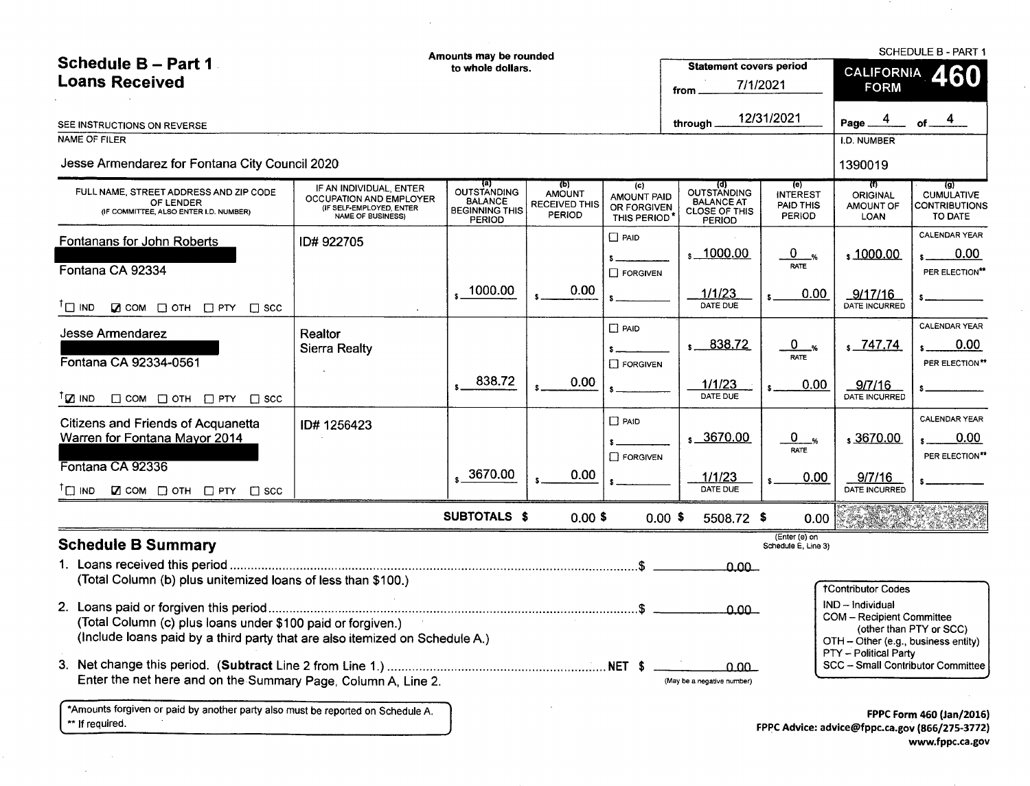SCHEDULE B - PART 1

# Schedule B – Part 1
## Loans Received

Amounts may be rounded to whole dollars.

Statement covers period from 7/1/2021 through 12/31/2021

CALIFORNIA FORM **460**

SEE INSTRUCTIONS ON REVERSE

NAME OF FILER: Jesse Armendarez for Fontana City Council 2020

I.D. NUMBER: 1390019

| FULL NAME, STREET ADDRESS AND ZIP CODE OF LENDER (IF COMMITTEE, ALSO ENTER I.D. NUMBER) | IF AN INDIVIDUAL, ENTER OCCUPATION AND EMPLOYER (IF SELF-EMPLOYED, ENTER NAME OF BUSINESS) | (a) OUTSTANDING BALANCE BEGINNING THIS PERIOD | (b) AMOUNT RECEIVED THIS PERIOD | (c) AMOUNT PAID OR FORGIVEN THIS PERIOD* | (d) OUTSTANDING BALANCE AT CLOSE OF THIS PERIOD | (e) INTEREST PAID THIS PERIOD | (f) ORIGINAL AMOUNT OF LOAN | (g) CUMULATIVE CONTRIBUTIONS TO DATE |
|---|---|---|---|---|---|---|---|---|
| Fontanans for John Roberts<br>[REDACTED]<br>Fontana CA 92334<br>☐ IND ☑ COM ☐ OTH ☐ PTY ☐ SCC | ID# 922705 | $ 1000.00 | $ 0.00 | ☐ PAID $ ☐ FORGIVEN $ | $ 1000.00<br>DATE DUE 1/1/23 | RATE 0 %<br>$ 0.00 | $ 1000.00<br>DATE INCURRED 9/17/16 | CALENDAR YEAR $ 0.00<br>PER ELECTION** $ |
| Jesse Armendarez<br>[REDACTED]<br>Fontana CA 92334-0561<br>☑ IND ☐ COM ☐ OTH ☐ PTY ☐ SCC | Realtor<br>Sierra Realty | $ 838.72 | $ 0.00 | ☐ PAID $ ☐ FORGIVEN $ | $ 838.72<br>DATE DUE 1/1/23 | RATE 0 %<br>$ 0.00 | $ 747.74<br>DATE INCURRED 9/7/16 | CALENDAR YEAR $ 0.00<br>PER ELECTION** $ |
| Citizens and Friends of Acquanetta Warren for Fontana Mayor 2014<br>[REDACTED]<br>Fontana CA 92336<br>☐ IND ☑ COM ☐ OTH ☐ PTY ☐ SCC | ID# 1256423 | $ 3670.00 | $ 0.00 | ☐ PAID $ ☐ FORGIVEN $ | $ 3670.00<br>DATE DUE 1/1/23 | RATE 0 %<br>$ 0.00 | $ 3670.00<br>DATE INCURRED 9/7/16 | CALENDAR YEAR $ 0.00<br>PER ELECTION** $ |
| | SUBTOTALS | | $ 0.00 | $ 0.00 | $ 5508.72 | $ 0.00 (Enter (e) on Schedule E, Line 3) | | |

## Schedule B Summary

1. Loans received this period ........ $ 0.00
   (Total Column (b) plus unitemized loans of less than $100.)

2. Loans paid or forgiven this period ........ $ 0.00
   (Total Column (c) plus loans under $100 paid or forgiven.)
   (Include loans paid by a third party that are also itemized on Schedule A.)

3. Net change this period. (**Subtract** Line 2 from Line 1.) ........ NET $ 0.00 (May be a negative number)
   Enter the net here and on the Summary Page, Column A, Line 2.

†Contributor Codes
- IND – Individual
- COM – Recipient Committee (other than PTY or SCC)
- OTH – Other (e.g., business entity)
- PTY – Political Party
- SCC – Small Contributor Committee

*Amounts forgiven or paid by another party also must be reported on Schedule A.
** If required.

FPPC Form 460 (Jan/2016)
FPPC Advice: advice@fppc.ca.gov (866/275-3772)
www.fppc.ca.gov